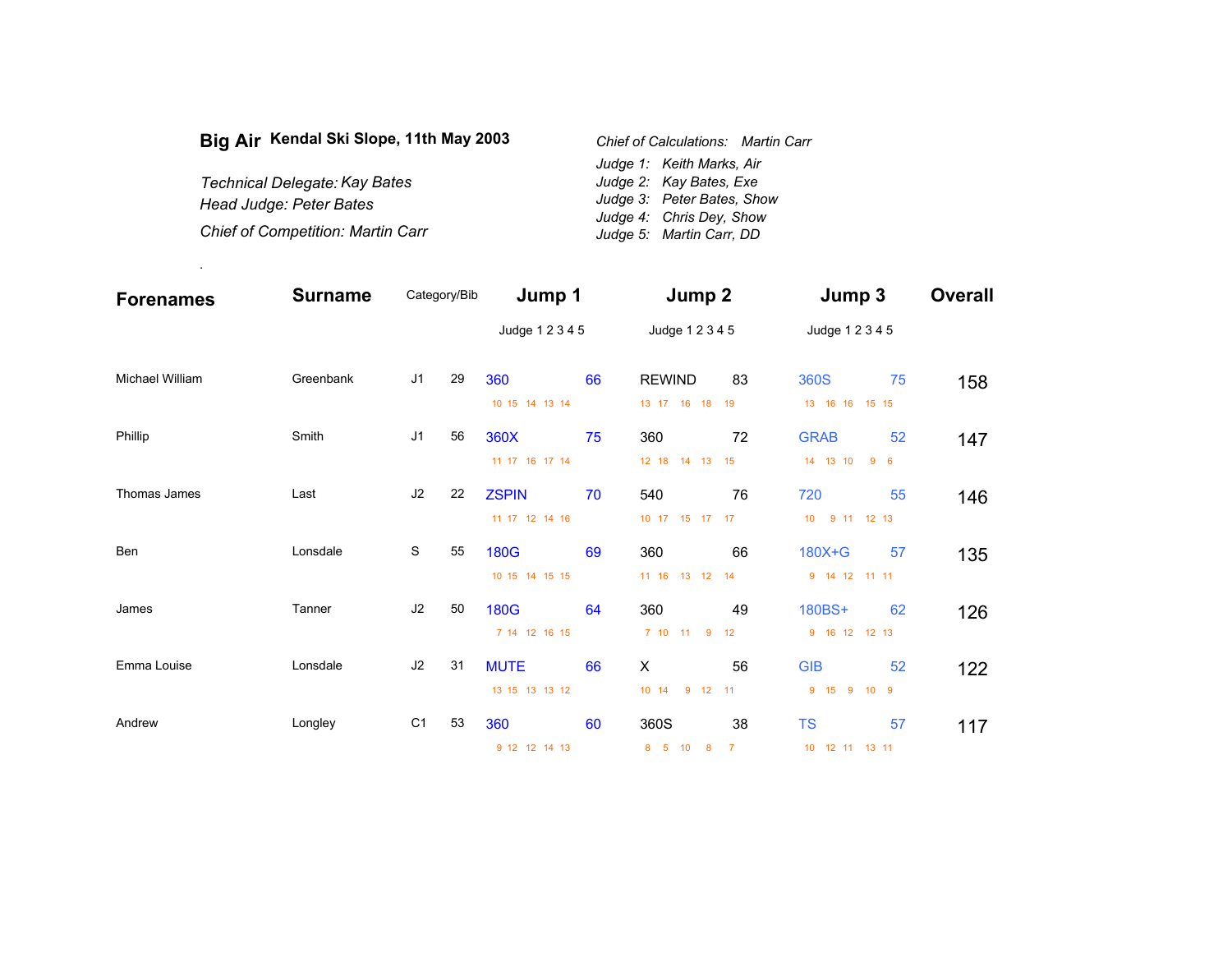**Big Air** **Kendal Ski Slope, 11th May 2003**

*Technical Delegate: Kay Bates*
*Head Judge: Peter Bates*
*Chief of Competition: Martin Carr*

*Chief of Calculations: Martin Carr*
*Judge 1: Keith Marks, Air*
*Judge 2: Kay Bates, Exe*
*Judge 3: Peter Bates, Show*
*Judge 4: Chris Dey, Show*
*Judge 5: Martin Carr, DD*

.

| Forenames | Surname | Category/Bib | | Jump 1 | | Jump 2 | | Jump 3 | | Overall |
|---|---|---|---|---|---|---|---|---|---|---|
| | | | | Judge 1 2 3 4 5 | | Judge 1 2 3 4 5 | | Judge 1 2 3 4 5 | | |
| Michael William | Greenbank | J1 | 29 | 360 | 66 | REWIND | 83 | 360S | 75 | 158 |
| | | | | 10 15 14 13 14 | | 13 17 16 18 19 | | 13 16 16 15 15 | | |
| Phillip | Smith | J1 | 56 | 360X | 75 | 360 | 72 | GRAB | 52 | 147 |
| | | | | 11 17 16 17 14 | | 12 18 14 13 15 | | 14 13 10 9 6 | | |
| Thomas James | Last | J2 | 22 | ZSPIN | 70 | 540 | 76 | 720 | 55 | 146 |
| | | | | 11 17 12 14 16 | | 10 17 15 17 17 | | 10 9 11 12 13 | | |
| Ben | Lonsdale | S | 55 | 180G | 69 | 360 | 66 | 180X+G | 57 | 135 |
| | | | | 10 15 14 15 15 | | 11 16 13 12 14 | | 9 14 12 11 11 | | |
| James | Tanner | J2 | 50 | 180G | 64 | 360 | 49 | 180BS+ | 62 | 126 |
| | | | | 7 14 12 16 15 | | 7 10 11 9 12 | | 9 16 12 12 13 | | |
| Emma Louise | Lonsdale | J2 | 31 | MUTE | 66 | X | 56 | GIB | 52 | 122 |
| | | | | 13 15 13 13 12 | | 10 14 9 12 11 | | 9 15 9 10 9 | | |
| Andrew | Longley | C1 | 53 | 360 | 60 | 360S | 38 | TS | 57 | 117 |
| | | | | 9 12 12 14 13 | | 8 5 10 8 7 | | 10 12 11 13 11 | | |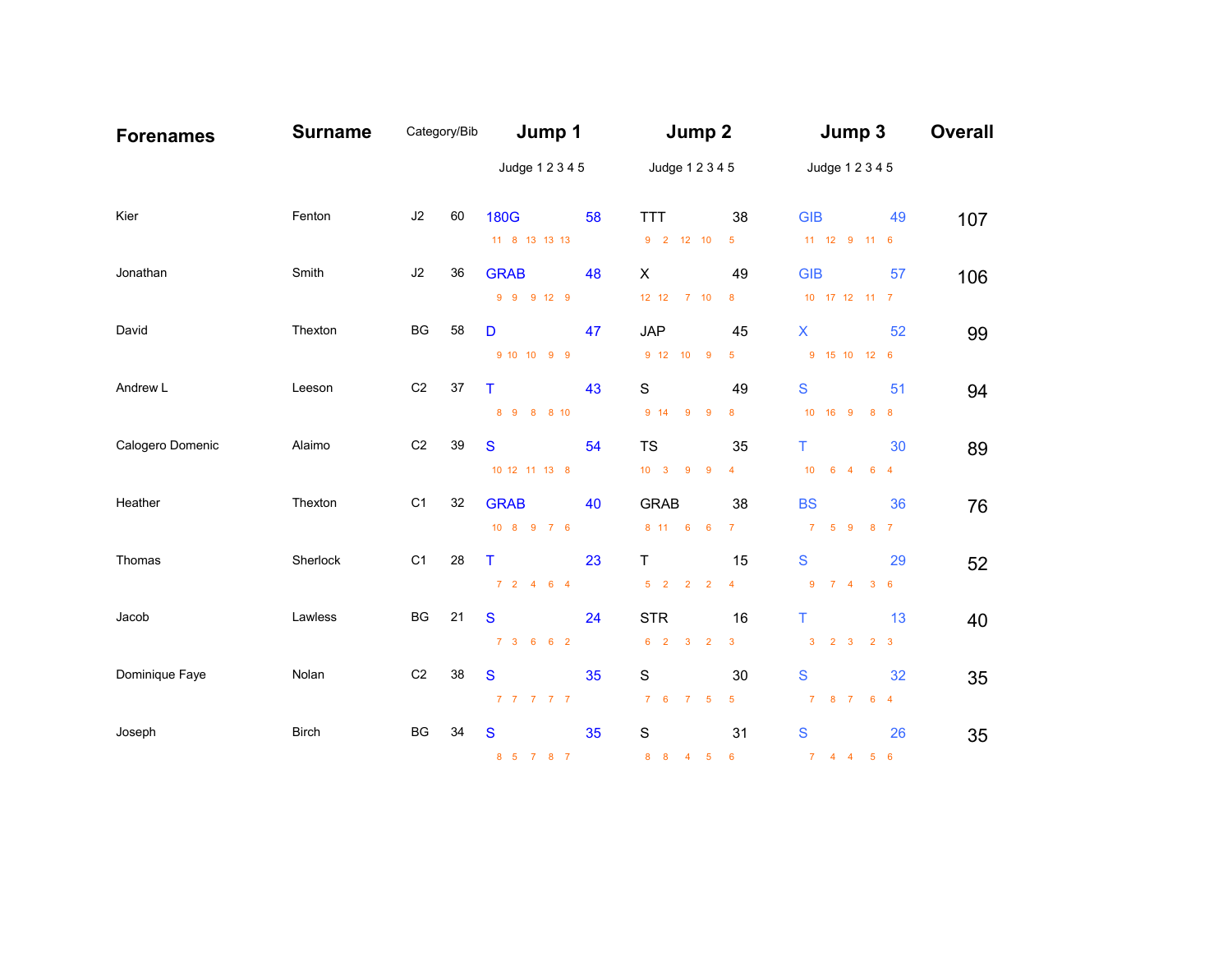| Forenames | Surname | Category/Bib | | Jump 1 | | Jump 2 | | Jump 3 | | Overall |
|---|---|---|---|---|---|---|---|---|---|---|
| | | | | Judge 1 2 3 4 5 | | Judge 1 2 3 4 5 | | Judge 1 2 3 4 5 | | |
| Kier | Fenton | J2 | 60 | 180G | 58 | TTT | 38 | GIB | 49 | 107 |
| | | | | 11 8 13 13 13 | | 9 2 12 10 5 | | 11 12 9 11 6 | | |
| Jonathan | Smith | J2 | 36 | GRAB | 48 | X | 49 | GIB | 57 | 106 |
| | | | | 9 9 9 12 9 | | 12 12 7 10 8 | | 10 17 12 11 7 | | |
| David | Thexton | BG | 58 | D | 47 | JAP | 45 | X | 52 | 99 |
| | | | | 9 10 10 9 9 | | 9 12 10 9 5 | | 9 15 10 12 6 | | |
| Andrew L | Leeson | C2 | 37 | T | 43 | S | 49 | S | 51 | 94 |
| | | | | 8 9 8 8 10 | | 9 14 9 9 8 | | 10 16 9 8 8 | | |
| Calogero Domenic | Alaimo | C2 | 39 | S | 54 | TS | 35 | T | 30 | 89 |
| | | | | 10 12 11 13 8 | | 10 3 9 9 4 | | 10 6 4 6 4 | | |
| Heather | Thexton | C1 | 32 | GRAB | 40 | GRAB | 38 | BS | 36 | 76 |
| | | | | 10 8 9 7 6 | | 8 11 6 6 7 | | 7 5 9 8 7 | | |
| Thomas | Sherlock | C1 | 28 | T | 23 | T | 15 | S | 29 | 52 |
| | | | | 7 2 4 6 4 | | 5 2 2 2 4 | | 9 7 4 3 6 | | |
| Jacob | Lawless | BG | 21 | S | 24 | STR | 16 | T | 13 | 40 |
| | | | | 7 3 6 6 2 | | 6 2 3 2 3 | | 3 2 3 2 3 | | |
| Dominique Faye | Nolan | C2 | 38 | S | 35 | S | 30 | S | 32 | 35 |
| | | | | 7 7 7 7 7 | | 7 6 7 5 5 | | 7 8 7 6 4 | | |
| Joseph | Birch | BG | 34 | S | 35 | S | 31 | S | 26 | 35 |
| | | | | 8 5 7 8 7 | | 8 8 4 5 6 | | 7 4 4 5 6 | | |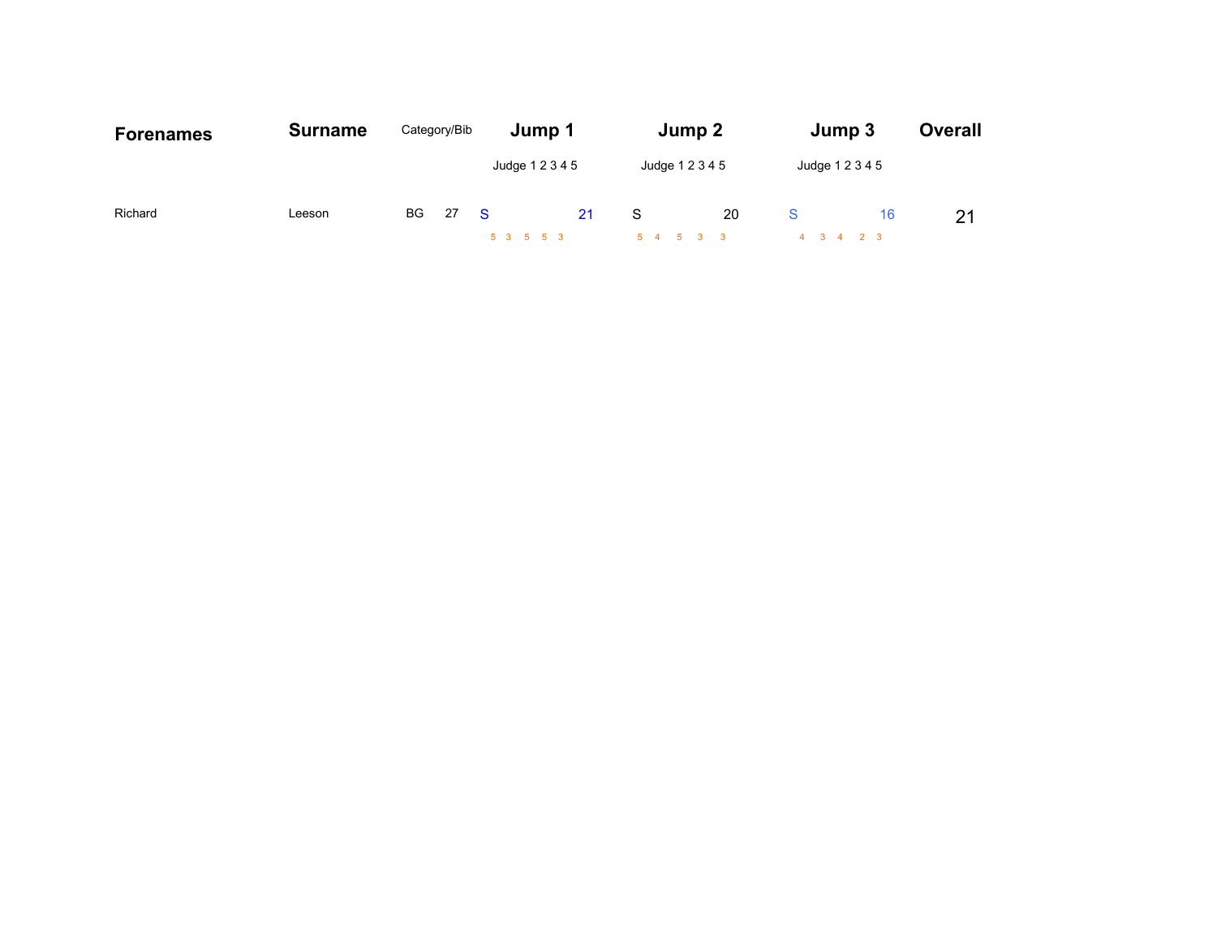| Forenames | Surname | Category/Bib | | Jump 1 | | Jump 2 | | Jump 3 | | Overall |
|---|---|---|---|---|---|---|---|---|---|---|
| | | | | Judge 1 2 3 4 5 | | Judge 1 2 3 4 5 | | Judge 1 2 3 4 5 | | |
| Richard | Leeson | BG | 27 | S | 21 | S | 20 | S | 16 | 21 |
| | | | | 5 3 5 5 3 | | 5 4 5 3 3 | | 4 3 4 2 3 | | |